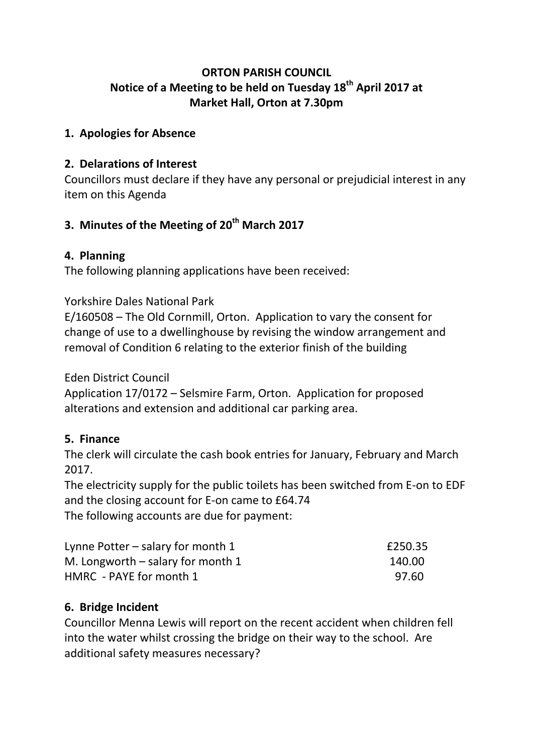# ORTON PARISH COUNCIL
## Notice of a Meeting to be held on Tuesday 18th April 2017 at Market Hall, Orton at 7.30pm

### 1. Apologies for Absence

### 2. Delarations of Interest

Councillors must declare if they have any personal or prejudicial interest in any item on this Agenda

### 3. Minutes of the Meeting of 20th March 2017

### 4. Planning

The following planning applications have been received:

Yorkshire Dales National Park
E/160508 – The Old Cornmill, Orton. Application to vary the consent for change of use to a dwellinghouse by revising the window arrangement and removal of Condition 6 relating to the exterior finish of the building

Eden District Council
Application 17/0172 – Selsmire Farm, Orton. Application for proposed alterations and extension and additional car parking area.

### 5. Finance

The clerk will circulate the cash book entries for January, February and March 2017.
The electricity supply for the public toilets has been switched from E-on to EDF and the closing account for E-on came to £64.74
The following accounts are due for payment:

| | |
|---|---|
| Lynne Potter – salary for month 1 | £250.35 |
| M. Longworth – salary for month 1 | 140.00 |
| HMRC - PAYE for month 1 | 97.60 |

### 6. Bridge Incident

Councillor Menna Lewis will report on the recent accident when children fell into the water whilst crossing the bridge on their way to the school. Are additional safety measures necessary?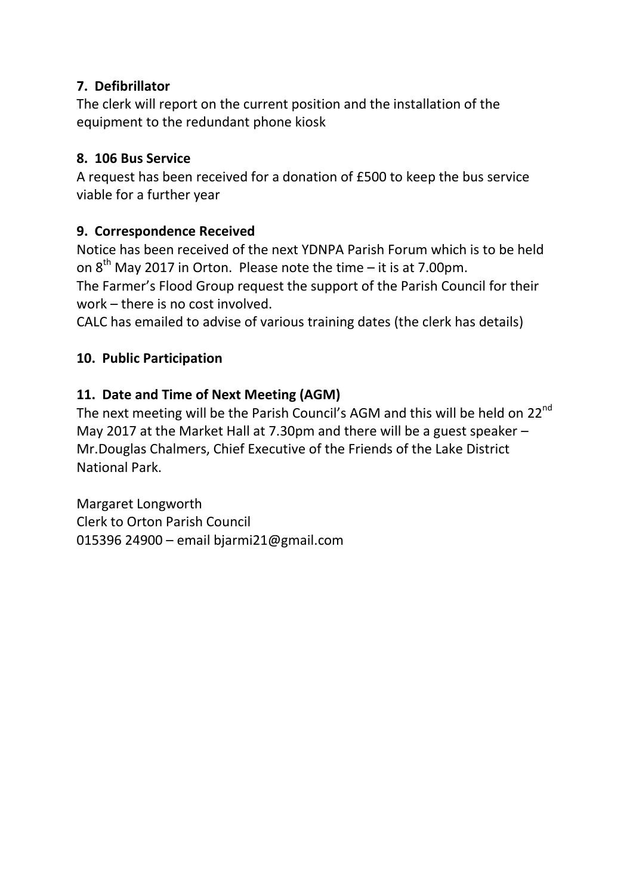**7. Defibrillator**

The clerk will report on the current position and the installation of the equipment to the redundant phone kiosk

**8. 106 Bus Service**

A request has been received for a donation of £500 to keep the bus service viable for a further year

**9. Correspondence Received**

Notice has been received of the next YDNPA Parish Forum which is to be held on 8th May 2017 in Orton. Please note the time – it is at 7.00pm.

The Farmer's Flood Group request the support of the Parish Council for their work – there is no cost involved.

CALC has emailed to advise of various training dates (the clerk has details)

**10. Public Participation**

**11. Date and Time of Next Meeting (AGM)**

The next meeting will be the Parish Council's AGM and this will be held on 22nd May 2017 at the Market Hall at 7.30pm and there will be a guest speaker – Mr.Douglas Chalmers, Chief Executive of the Friends of the Lake District National Park.

Margaret Longworth
Clerk to Orton Parish Council
015396 24900 – email bjarmi21@gmail.com